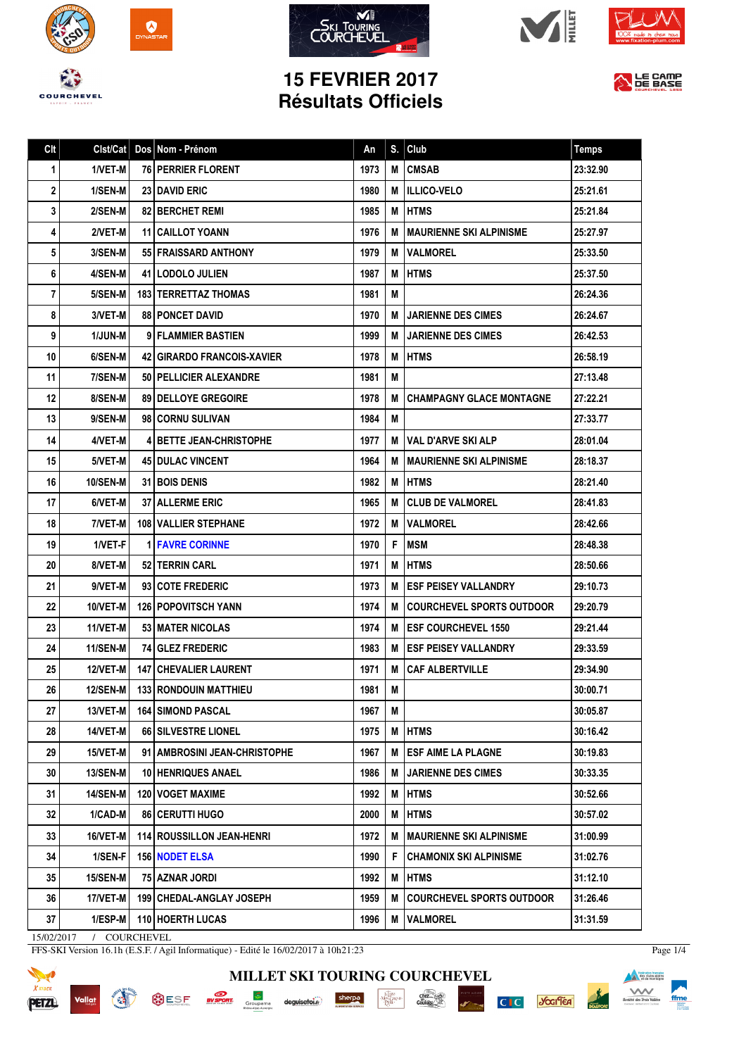# 15 FEVRIER 2017
# Résultats Officiels

| Clt | Clst/Cat | Dos | Nom - Prénom | An | S. | Club | Temps |
|---|---|---|---|---|---|---|---|
| 1 | 1/VET-M | 76 | PERRIER FLORENT | 1973 | M | CMSAB | 23:32.90 |
| 2 | 1/SEN-M | 23 | DAVID ERIC | 1980 | M | ILLICO-VELO | 25:21.61 |
| 3 | 2/SEN-M | 82 | BERCHET REMI | 1985 | M | HTMS | 25:21.84 |
| 4 | 2/VET-M | 11 | CAILLOT YOANN | 1976 | M | MAURIENNE SKI ALPINISME | 25:27.97 |
| 5 | 3/SEN-M | 55 | FRAISSARD ANTHONY | 1979 | M | VALMOREL | 25:33.50 |
| 6 | 4/SEN-M | 41 | LODOLO JULIEN | 1987 | M | HTMS | 25:37.50 |
| 7 | 5/SEN-M | 183 | TERRETTAZ THOMAS | 1981 | M | | 26:24.36 |
| 8 | 3/VET-M | 88 | PONCET DAVID | 1970 | M | JARIENNE DES CIMES | 26:24.67 |
| 9 | 1/JUN-M | 9 | FLAMMIER BASTIEN | 1999 | M | JARIENNE DES CIMES | 26:42.53 |
| 10 | 6/SEN-M | 42 | GIRARDO FRANCOIS-XAVIER | 1978 | M | HTMS | 26:58.19 |
| 11 | 7/SEN-M | 50 | PELLICIER ALEXANDRE | 1981 | M | | 27:13.48 |
| 12 | 8/SEN-M | 89 | DELLOYE GREGOIRE | 1978 | M | CHAMPAGNY GLACE MONTAGNE | 27:22.21 |
| 13 | 9/SEN-M | 98 | CORNU SULIVAN | 1984 | M | | 27:33.77 |
| 14 | 4/VET-M | 4 | BETTE JEAN-CHRISTOPHE | 1977 | M | VAL D'ARVE SKI ALP | 28:01.04 |
| 15 | 5/VET-M | 45 | DULAC VINCENT | 1964 | M | MAURIENNE SKI ALPINISME | 28:18.37 |
| 16 | 10/SEN-M | 31 | BOIS DENIS | 1982 | M | HTMS | 28:21.40 |
| 17 | 6/VET-M | 37 | ALLERME ERIC | 1965 | M | CLUB DE VALMOREL | 28:41.83 |
| 18 | 7/VET-M | 108 | VALLIER STEPHANE | 1972 | M | VALMOREL | 28:42.66 |
| 19 | 1/VET-F | 1 | FAVRE CORINNE | 1970 | F | MSM | 28:48.38 |
| 20 | 8/VET-M | 52 | TERRIN CARL | 1971 | M | HTMS | 28:50.66 |
| 21 | 9/VET-M | 93 | COTE FREDERIC | 1973 | M | ESF PEISEY VALLANDRY | 29:10.73 |
| 22 | 10/VET-M | 126 | POPOVITSCH YANN | 1974 | M | COURCHEVEL SPORTS OUTDOOR | 29:20.79 |
| 23 | 11/VET-M | 53 | MATER NICOLAS | 1974 | M | ESF COURCHEVEL 1550 | 29:21.44 |
| 24 | 11/SEN-M | 74 | GLEZ FREDERIC | 1983 | M | ESF PEISEY VALLANDRY | 29:33.59 |
| 25 | 12/VET-M | 147 | CHEVALIER LAURENT | 1971 | M | CAF ALBERTVILLE | 29:34.90 |
| 26 | 12/SEN-M | 133 | RONDOUIN MATTHIEU | 1981 | M | | 30:00.71 |
| 27 | 13/VET-M | 164 | SIMOND PASCAL | 1967 | M | | 30:05.87 |
| 28 | 14/VET-M | 66 | SILVESTRE LIONEL | 1975 | M | HTMS | 30:16.42 |
| 29 | 15/VET-M | 91 | AMBROSINI JEAN-CHRISTOPHE | 1967 | M | ESF AIME LA PLAGNE | 30:19.83 |
| 30 | 13/SEN-M | 10 | HENRIQUES ANAEL | 1986 | M | JARIENNE DES CIMES | 30:33.35 |
| 31 | 14/SEN-M | 120 | VOGET MAXIME | 1992 | M | HTMS | 30:52.66 |
| 32 | 1/CAD-M | 86 | CERUTTI HUGO | 2000 | M | HTMS | 30:57.02 |
| 33 | 16/VET-M | 114 | ROUSSILLON JEAN-HENRI | 1972 | M | MAURIENNE SKI ALPINISME | 31:00.99 |
| 34 | 1/SEN-F | 156 | NODET ELSA | 1990 | F | CHAMONIX SKI ALPINISME | 31:02.76 |
| 35 | 15/SEN-M | 75 | AZNAR JORDI | 1992 | M | HTMS | 31:12.10 |
| 36 | 17/VET-M | 199 | CHEDAL-ANGLAY JOSEPH | 1959 | M | COURCHEVEL SPORTS OUTDOOR | 31:26.46 |
| 37 | 1/ESP-M | 110 | HOERTH LUCAS | 1996 | M | VALMOREL | 31:31.59 |

15/02/2017 / COURCHEVEL

FFS-SKI Version 16.1h (E.S.F. / Agil Informatique) - Edité le 16/02/2017 à 10h21:23

MILLET SKI TOURING COURCHEVEL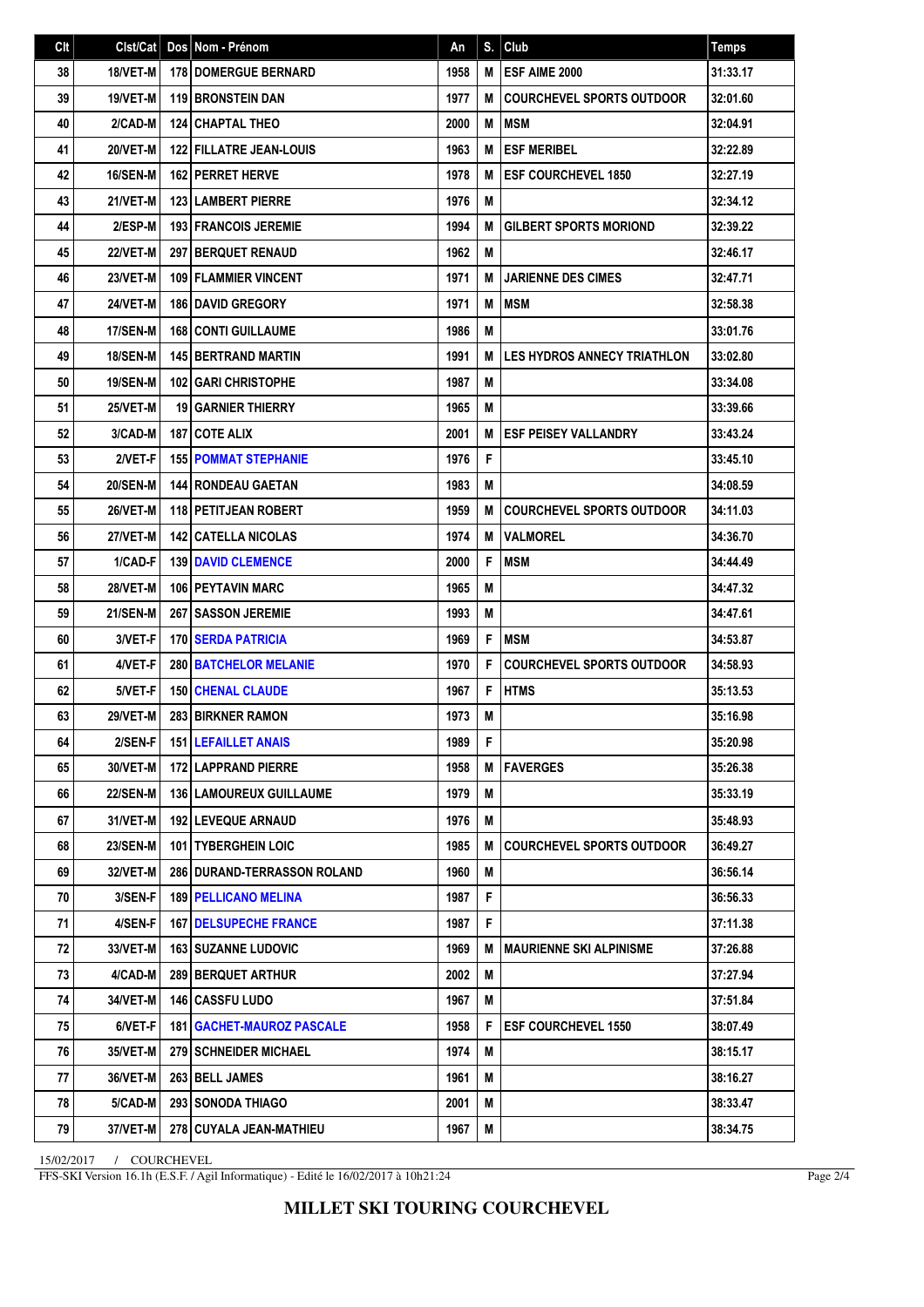| Clt | Clst/Cat | Dos | Nom - Prénom | An | S. | Club | Temps |
|---|---|---|---|---|---|---|---|
| 38 | 18/VET-M | 178 | DOMERGUE BERNARD | 1958 | M | ESF AIME 2000 | 31:33.17 |
| 39 | 19/VET-M | 119 | BRONSTEIN DAN | 1977 | M | COURCHEVEL SPORTS OUTDOOR | 32:01.60 |
| 40 | 2/CAD-M | 124 | CHAPTAL THEO | 2000 | M | MSM | 32:04.91 |
| 41 | 20/VET-M | 122 | FILLATRE JEAN-LOUIS | 1963 | M | ESF MERIBEL | 32:22.89 |
| 42 | 16/SEN-M | 162 | PERRET HERVE | 1978 | M | ESF COURCHEVEL 1850 | 32:27.19 |
| 43 | 21/VET-M | 123 | LAMBERT PIERRE | 1976 | M | | 32:34.12 |
| 44 | 2/ESP-M | 193 | FRANCOIS JEREMIE | 1994 | M | GILBERT SPORTS MORIOND | 32:39.22 |
| 45 | 22/VET-M | 297 | BERQUET RENAUD | 1962 | M | | 32:46.17 |
| 46 | 23/VET-M | 109 | FLAMMIER VINCENT | 1971 | M | JARIENNE DES CIMES | 32:47.71 |
| 47 | 24/VET-M | 186 | DAVID GREGORY | 1971 | M | MSM | 32:58.38 |
| 48 | 17/SEN-M | 168 | CONTI GUILLAUME | 1986 | M | | 33:01.76 |
| 49 | 18/SEN-M | 145 | BERTRAND MARTIN | 1991 | M | LES HYDROS ANNECY TRIATHLON | 33:02.80 |
| 50 | 19/SEN-M | 102 | GARI CHRISTOPHE | 1987 | M | | 33:34.08 |
| 51 | 25/VET-M | 19 | GARNIER THIERRY | 1965 | M | | 33:39.66 |
| 52 | 3/CAD-M | 187 | COTE ALIX | 2001 | M | ESF PEISEY VALLANDRY | 33:43.24 |
| 53 | 2/VET-F | 155 | POMMAT STEPHANIE | 1976 | F | | 33:45.10 |
| 54 | 20/SEN-M | 144 | RONDEAU GAETAN | 1983 | M | | 34:08.59 |
| 55 | 26/VET-M | 118 | PETITJEAN ROBERT | 1959 | M | COURCHEVEL SPORTS OUTDOOR | 34:11.03 |
| 56 | 27/VET-M | 142 | CATELLA NICOLAS | 1974 | M | VALMOREL | 34:36.70 |
| 57 | 1/CAD-F | 139 | DAVID CLEMENCE | 2000 | F | MSM | 34:44.49 |
| 58 | 28/VET-M | 106 | PEYTAVIN MARC | 1965 | M | | 34:47.32 |
| 59 | 21/SEN-M | 267 | SASSON JEREMIE | 1993 | M | | 34:47.61 |
| 60 | 3/VET-F | 170 | SERDA PATRICIA | 1969 | F | MSM | 34:53.87 |
| 61 | 4/VET-F | 280 | BATCHELOR MELANIE | 1970 | F | COURCHEVEL SPORTS OUTDOOR | 34:58.93 |
| 62 | 5/VET-F | 150 | CHENAL CLAUDE | 1967 | F | HTMS | 35:13.53 |
| 63 | 29/VET-M | 283 | BIRKNER RAMON | 1973 | M | | 35:16.98 |
| 64 | 2/SEN-F | 151 | LEFAILLET ANAIS | 1989 | F | | 35:20.98 |
| 65 | 30/VET-M | 172 | LAPPRAND PIERRE | 1958 | M | FAVERGES | 35:26.38 |
| 66 | 22/SEN-M | 136 | LAMOUREUX GUILLAUME | 1979 | M | | 35:33.19 |
| 67 | 31/VET-M | 192 | LEVEQUE ARNAUD | 1976 | M | | 35:48.93 |
| 68 | 23/SEN-M | 101 | TYBERGHEIN LOIC | 1985 | M | COURCHEVEL SPORTS OUTDOOR | 36:49.27 |
| 69 | 32/VET-M | 286 | DURAND-TERRASSON ROLAND | 1960 | M | | 36:56.14 |
| 70 | 3/SEN-F | 189 | PELLICANO MELINA | 1987 | F | | 36:56.33 |
| 71 | 4/SEN-F | 167 | DELSUPECHE FRANCE | 1987 | F | | 37:11.38 |
| 72 | 33/VET-M | 163 | SUZANNE LUDOVIC | 1969 | M | MAURIENNE SKI ALPINISME | 37:26.88 |
| 73 | 4/CAD-M | 289 | BERQUET ARTHUR | 2002 | M | | 37:27.94 |
| 74 | 34/VET-M | 146 | CASSFU LUDO | 1967 | M | | 37:51.84 |
| 75 | 6/VET-F | 181 | GACHET-MAUROZ PASCALE | 1958 | F | ESF COURCHEVEL 1550 | 38:07.49 |
| 76 | 35/VET-M | 279 | SCHNEIDER MICHAEL | 1974 | M | | 38:15.17 |
| 77 | 36/VET-M | 263 | BELL JAMES | 1961 | M | | 38:16.27 |
| 78 | 5/CAD-M | 293 | SONODA THIAGO | 2001 | M | | 38:33.47 |
| 79 | 37/VET-M | 278 | CUYALA JEAN-MATHIEU | 1967 | M | | 38:34.75 |

15/02/2017 / COURCHEVEL

FFS-SKI Version 16.1h (E.S.F. / Agil Informatique) - Edité le 16/02/2017 à 10h21:24

**MILLET SKI TOURING COURCHEVEL**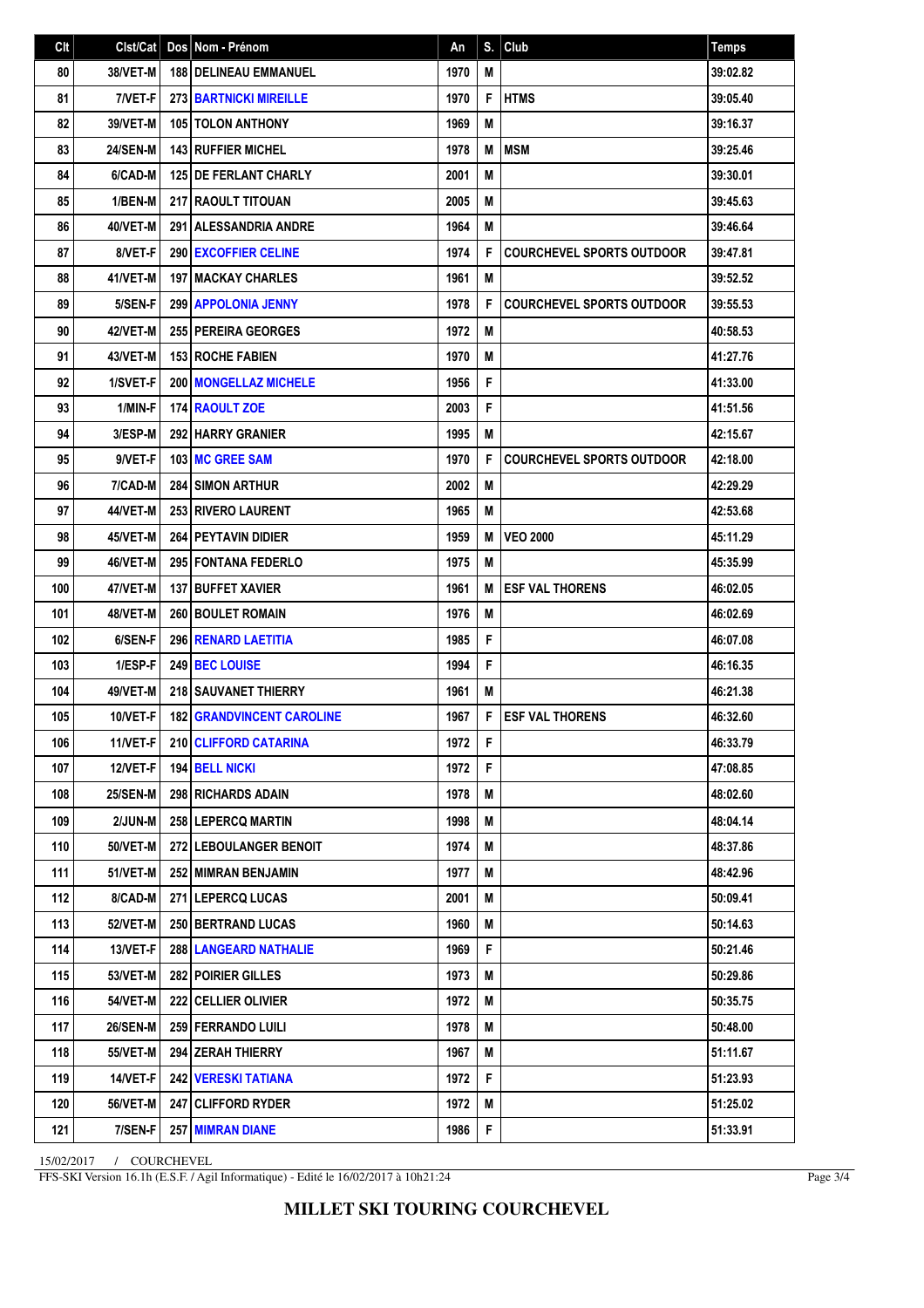| Clt | Clst/Cat | Dos | Nom - Prénom | An | S. | Club | Temps |
|---|---|---|---|---|---|---|---|
| 80 | 38/VET-M | 188 | DELINEAU EMMANUEL | 1970 | M | | 39:02.82 |
| 81 | 7/VET-F | 273 | BARTNICKI MIREILLE | 1970 | F | HTMS | 39:05.40 |
| 82 | 39/VET-M | 105 | TOLON ANTHONY | 1969 | M | | 39:16.37 |
| 83 | 24/SEN-M | 143 | RUFFIER MICHEL | 1978 | M | MSM | 39:25.46 |
| 84 | 6/CAD-M | 125 | DE FERLANT CHARLY | 2001 | M | | 39:30.01 |
| 85 | 1/BEN-M | 217 | RAOULT TITOUAN | 2005 | M | | 39:45.63 |
| 86 | 40/VET-M | 291 | ALESSANDRIA ANDRE | 1964 | M | | 39:46.64 |
| 87 | 8/VET-F | 290 | EXCOFFIER CELINE | 1974 | F | COURCHEVEL SPORTS OUTDOOR | 39:47.81 |
| 88 | 41/VET-M | 197 | MACKAY CHARLES | 1961 | M | | 39:52.52 |
| 89 | 5/SEN-F | 299 | APPOLONIA JENNY | 1978 | F | COURCHEVEL SPORTS OUTDOOR | 39:55.53 |
| 90 | 42/VET-M | 255 | PEREIRA GEORGES | 1972 | M | | 40:58.53 |
| 91 | 43/VET-M | 153 | ROCHE FABIEN | 1970 | M | | 41:27.76 |
| 92 | 1/SVET-F | 200 | MONGELLAZ MICHELE | 1956 | F | | 41:33.00 |
| 93 | 1/MIN-F | 174 | RAOULT ZOE | 2003 | F | | 41:51.56 |
| 94 | 3/ESP-M | 292 | HARRY GRANIER | 1995 | M | | 42:15.67 |
| 95 | 9/VET-F | 103 | MC GREE SAM | 1970 | F | COURCHEVEL SPORTS OUTDOOR | 42:18.00 |
| 96 | 7/CAD-M | 284 | SIMON ARTHUR | 2002 | M | | 42:29.29 |
| 97 | 44/VET-M | 253 | RIVERO LAURENT | 1965 | M | | 42:53.68 |
| 98 | 45/VET-M | 264 | PEYTAVIN DIDIER | 1959 | M | VEO 2000 | 45:11.29 |
| 99 | 46/VET-M | 295 | FONTANA FEDERLO | 1975 | M | | 45:35.99 |
| 100 | 47/VET-M | 137 | BUFFET XAVIER | 1961 | M | ESF VAL THORENS | 46:02.05 |
| 101 | 48/VET-M | 260 | BOULET ROMAIN | 1976 | M | | 46:02.69 |
| 102 | 6/SEN-F | 296 | RENARD LAETITIA | 1985 | F | | 46:07.08 |
| 103 | 1/ESP-F | 249 | BEC LOUISE | 1994 | F | | 46:16.35 |
| 104 | 49/VET-M | 218 | SAUVANET THIERRY | 1961 | M | | 46:21.38 |
| 105 | 10/VET-F | 182 | GRANDVINCENT CAROLINE | 1967 | F | ESF VAL THORENS | 46:32.60 |
| 106 | 11/VET-F | 210 | CLIFFORD CATARINA | 1972 | F | | 46:33.79 |
| 107 | 12/VET-F | 194 | BELL NICKI | 1972 | F | | 47:08.85 |
| 108 | 25/SEN-M | 298 | RICHARDS ADAIN | 1978 | M | | 48:02.60 |
| 109 | 2/JUN-M | 258 | LEPERCQ MARTIN | 1998 | M | | 48:04.14 |
| 110 | 50/VET-M | 272 | LEBOULANGER BENOIT | 1974 | M | | 48:37.86 |
| 111 | 51/VET-M | 252 | MIMRAN BENJAMIN | 1977 | M | | 48:42.96 |
| 112 | 8/CAD-M | 271 | LEPERCQ LUCAS | 2001 | M | | 50:09.41 |
| 113 | 52/VET-M | 250 | BERTRAND LUCAS | 1960 | M | | 50:14.63 |
| 114 | 13/VET-F | 288 | LANGEARD NATHALIE | 1969 | F | | 50:21.46 |
| 115 | 53/VET-M | 282 | POIRIER GILLES | 1973 | M | | 50:29.86 |
| 116 | 54/VET-M | 222 | CELLIER OLIVIER | 1972 | M | | 50:35.75 |
| 117 | 26/SEN-M | 259 | FERRANDO LUILI | 1978 | M | | 50:48.00 |
| 118 | 55/VET-M | 294 | ZERAH THIERRY | 1967 | M | | 51:11.67 |
| 119 | 14/VET-F | 242 | VERESKI TATIANA | 1972 | F | | 51:23.93 |
| 120 | 56/VET-M | 247 | CLIFFORD RYDER | 1972 | M | | 51:25.02 |
| 121 | 7/SEN-F | 257 | MIMRAN DIANE | 1986 | F | | 51:33.91 |

15/02/2017 / COURCHEVEL

FFS-SKI Version 16.1h (E.S.F. / Agil Informatique) - Edité le 16/02/2017 à 10h21:24

**MILLET SKI TOURING COURCHEVEL**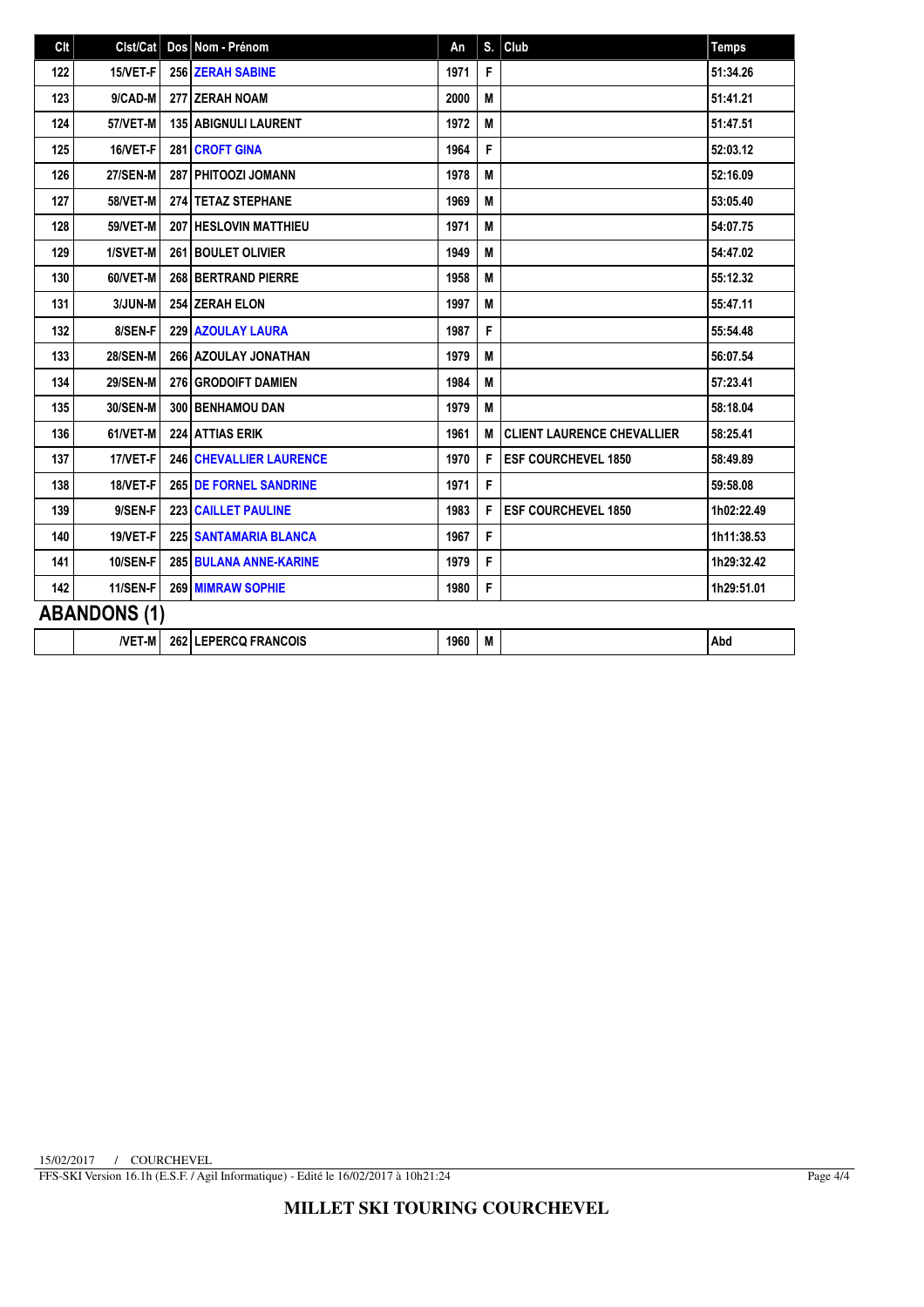| Clt | Clst/Cat | Dos | Nom - Prénom | An | S. | Club | Temps |
|---|---|---|---|---|---|---|---|
| 122 | 15/VET-F | 256 | ZERAH SABINE | 1971 | F | | 51:34.26 |
| 123 | 9/CAD-M | 277 | ZERAH NOAM | 2000 | M | | 51:41.21 |
| 124 | 57/VET-M | 135 | ABIGNULI LAURENT | 1972 | M | | 51:47.51 |
| 125 | 16/VET-F | 281 | CROFT GINA | 1964 | F | | 52:03.12 |
| 126 | 27/SEN-M | 287 | PHITOOZI JOMANN | 1978 | M | | 52:16.09 |
| 127 | 58/VET-M | 274 | TETAZ STEPHANE | 1969 | M | | 53:05.40 |
| 128 | 59/VET-M | 207 | HESLOVIN MATTHIEU | 1971 | M | | 54:07.75 |
| 129 | 1/SVET-M | 261 | BOULET OLIVIER | 1949 | M | | 54:47.02 |
| 130 | 60/VET-M | 268 | BERTRAND PIERRE | 1958 | M | | 55:12.32 |
| 131 | 3/JUN-M | 254 | ZERAH ELON | 1997 | M | | 55:47.11 |
| 132 | 8/SEN-F | 229 | AZOULAY LAURA | 1987 | F | | 55:54.48 |
| 133 | 28/SEN-M | 266 | AZOULAY JONATHAN | 1979 | M | | 56:07.54 |
| 134 | 29/SEN-M | 276 | GRODOIFT DAMIEN | 1984 | M | | 57:23.41 |
| 135 | 30/SEN-M | 300 | BENHAMOU DAN | 1979 | M | | 58:18.04 |
| 136 | 61/VET-M | 224 | ATTIAS ERIK | 1961 | M | CLIENT LAURENCE CHEVALLIER | 58:25.41 |
| 137 | 17/VET-F | 246 | CHEVALLIER LAURENCE | 1970 | F | ESF COURCHEVEL 1850 | 58:49.89 |
| 138 | 18/VET-F | 265 | DE FORNEL SANDRINE | 1971 | F | | 59:58.08 |
| 139 | 9/SEN-F | 223 | CAILLET PAULINE | 1983 | F | ESF COURCHEVEL 1850 | 1h02:22.49 |
| 140 | 19/VET-F | 225 | SANTAMARIA BLANCA | 1967 | F | | 1h11:38.53 |
| 141 | 10/SEN-F | 285 | BULANA ANNE-KARINE | 1979 | F | | 1h29:32.42 |
| 142 | 11/SEN-F | 269 | MIMRAW SOPHIE | 1980 | F | | 1h29:51.01 |

## ABANDONS (1)

| Clt | Clst/Cat | Dos | Nom - Prénom | An | S. | Club | Temps |
|---|---|---|---|---|---|---|---|
| | /VET-M | 262 | LEPERCQ FRANCOIS | 1960 | M | | Abd |

15/02/2017 / COURCHEVEL

FFS-SKI Version 16.1h (E.S.F. / Agil Informatique) - Edité le 16/02/2017 à 10h21:24

**MILLET SKI TOURING COURCHEVEL**